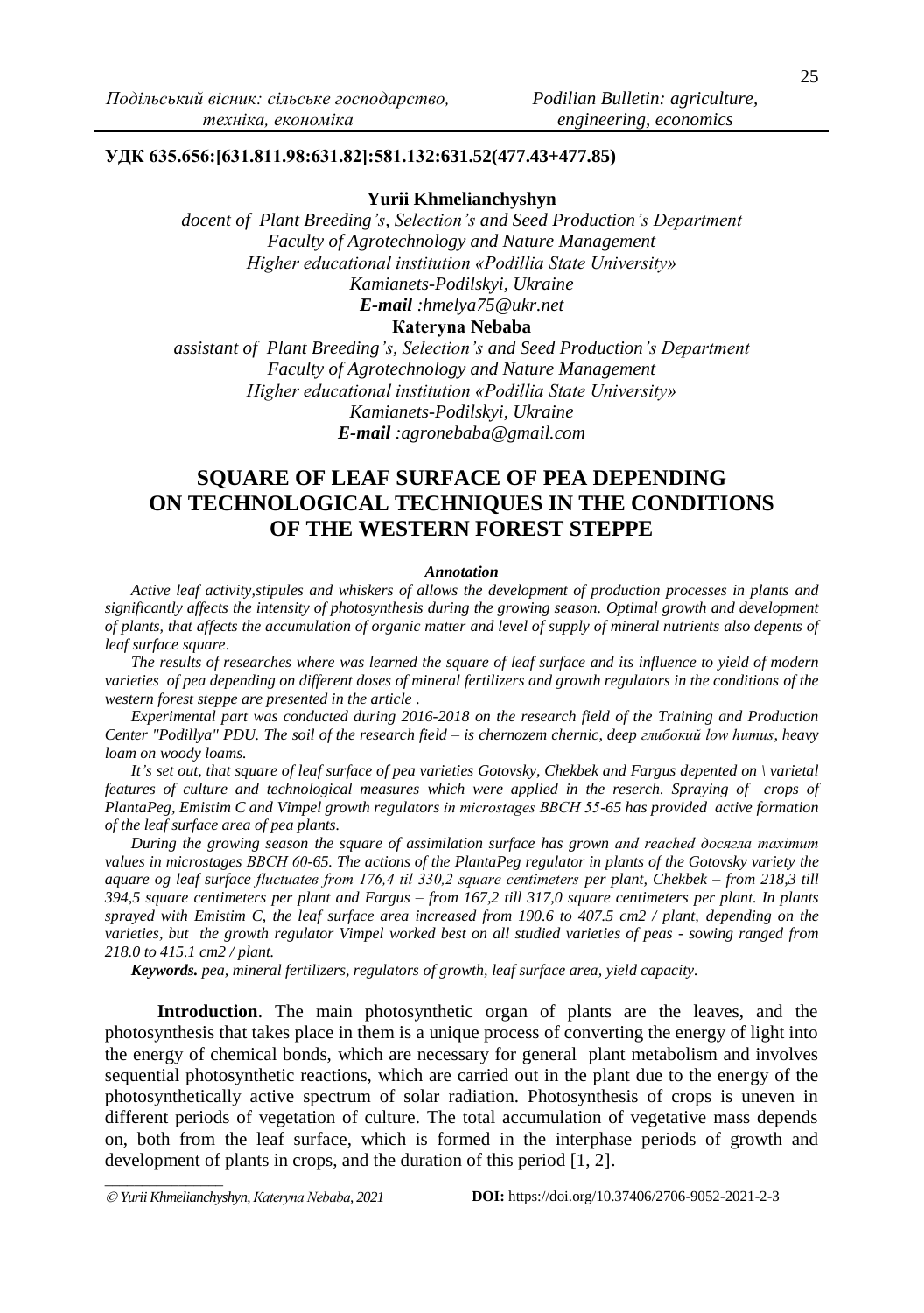**УДК 635.656:[631.811.98:631.82]:581.132:631.52(477.43+477.85)**

**Yurii Khmelianchyshyn**
*docent of Plant Breeding's, Selection's and Seed Production's Department*
*Faculty of Agrotechnology and Nature Management*
*Higher educational institution «Podillia State University»*
*Kamianets-Podilskyi, Ukraine*
***E-mail** :hmelya75@ukr.net*

**Каteryna Nebaba**
*assistant of Plant Breeding's, Selection's and Seed Production's Department*
*Faculty of Agrotechnology and Nature Management*
*Higher educational institution «Podillia State University»*
*Kamianets-Podilskyi, Ukraine*
***E-mail** :agronebaba@gmail.com*

# SQUARE OF LEAF SURFACE OF PEA DEPENDING ON TECHNOLOGICAL TECHNIQUES IN THE CONDITIONS OF THE WESTERN FOREST STEPPE

***Annotation***

*Active leaf activity,stipules and whiskers of allows the development of production processes in plants and significantly affects the intensity of photosynthesis during the growing season. Optimal growth and development of plants, that affects the accumulation of organic matter and level of supply of mineral nutrients also depents of leaf surface square.*

*The results of researches where was learned the square of leaf surface and its influence to yield of modern varieties of pea depending on different doses of mineral fertilizers and growth regulators in the conditions of the western forest steppe are presented in the article .*

*Experimental part was conducted during 2016-2018 on the research field of the Training and Production Center "Podillya" PDU. The soil of the research field – is chernozem chernic, deep глибокий low humus, heavy loam on woody loams.*

*It's set out, that square of leaf surface of pea varieties Gotovsky, Chekbek and Fargus depented on \ varietal features of culture and technological measures which were applied in the reserch. Spraying of crops of PlantaPeg, Emistim C and Vimpel growth regulators in microstages BBCH 55-65 has provided active formation of the leaf surface area of pea plants.*

*During the growing season the square of assimilation surface has grown and reached досягла maximum values in microstages BBCH 60-65. The actions of the PlantaPeg regulator in plants of the Gotovsky variety the aquare og leaf surface fluctuateв from 176,4 til 330,2 square centimeters per plant, Chekbek – from 218,3 till 394,5 square centimeters per plant and Fargus – from 167,2 till 317,0 square centimeters per plant. In plants sprayed with Emistim C, the leaf surface area increased from 190.6 to 407.5 cm2 / plant, depending on the varieties, but the growth regulator Vimpel worked best on all studied varieties of peas - sowing ranged from 218.0 to 415.1 cm2 / plant.*

***Keywords.** pea, mineral fertilizers, regulators of growth, leaf surface area, yield capacity.*

**Introduction**. The main photosynthetic organ of plants are the leaves, and the photosynthesis that takes place in them is a unique process of converting the energy of light into the energy of chemical bonds, which are necessary for general plant metabolism and involves sequential photosynthetic reactions, which are carried out in the plant due to the energy of the photosynthetically active spectrum of solar radiation. Photosynthesis of crops is uneven in different periods of vegetation of culture. The total accumulation of vegetative mass depends on, both from the leaf surface, which is formed in the interphase periods of growth and development of plants in crops, and the duration of this period [1, 2].

---

© *Yurii Khmelianchyshyn, Kateryna Nebaba, 2021* **DOI:** https://doi.org/10.37406/2706-9052-2021-2-3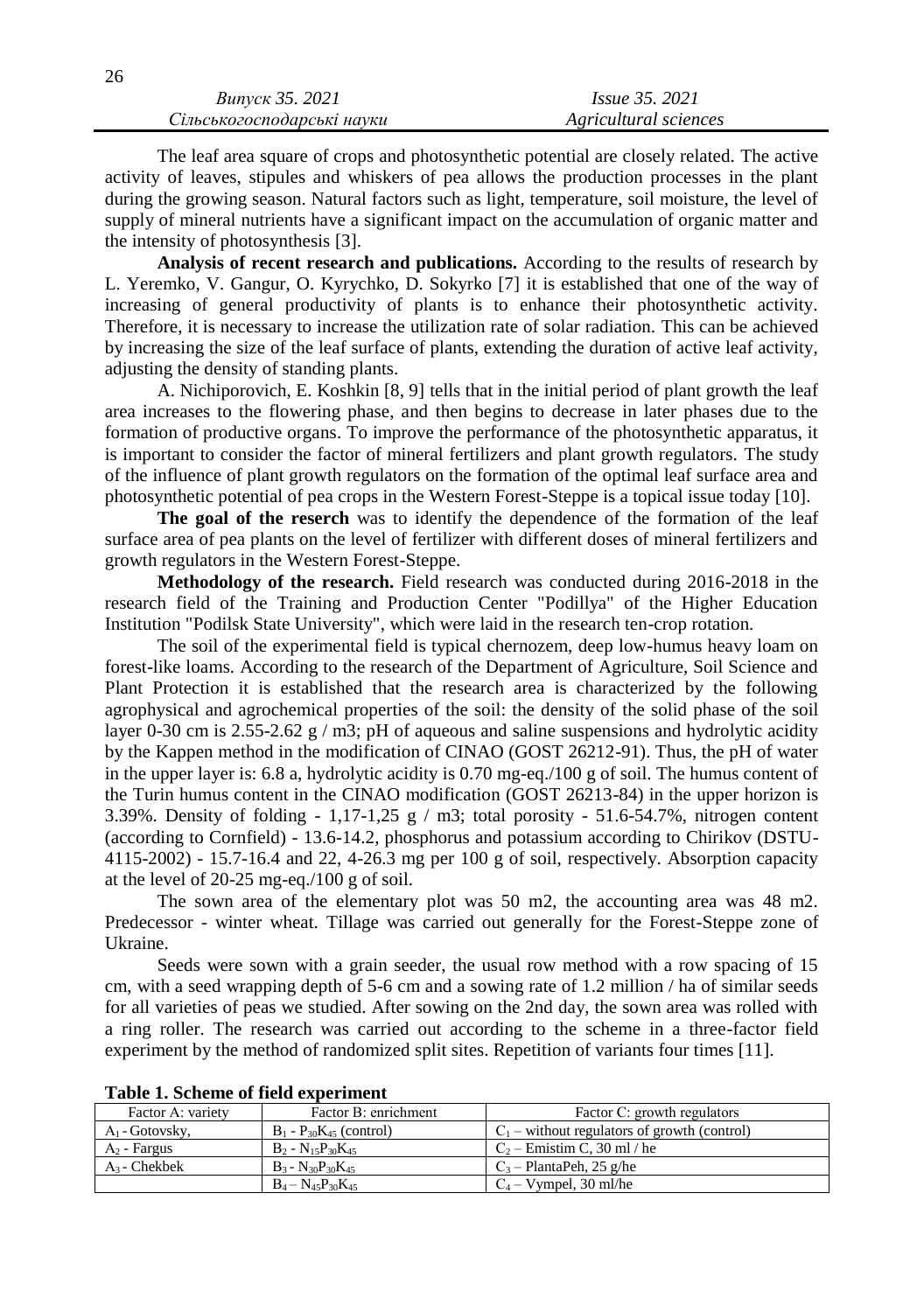The leaf area square of crops and photosynthetic potential are closely related. The active activity of leaves, stipules and whiskers of pea allows the production processes in the plant during the growing season. Natural factors such as light, temperature, soil moisture, the level of supply of mineral nutrients have a significant impact on the accumulation of organic matter and the intensity of photosynthesis [3].

**Analysis of recent research and publications.** According to the results of research by L. Yeremko, V. Gangur, O. Kyrychko, D. Sokyrko [7] it is established that one of the way of increasing of general productivity of plants is to enhance their photosynthetic activity. Therefore, it is necessary to increase the utilization rate of solar radiation. This can be achieved by increasing the size of the leaf surface of plants, extending the duration of active leaf activity, adjusting the density of standing plants.

A. Nichiporovich, E. Koshkin [8, 9] tells that in the initial period of plant growth the leaf area increases to the flowering phase, and then begins to decrease in later phases due to the formation of productive organs. To improve the performance of the photosynthetic apparatus, it is important to consider the factor of mineral fertilizers and plant growth regulators. The study of the influence of plant growth regulators on the formation of the optimal leaf surface area and photosynthetic potential of pea crops in the Western Forest-Steppe is a topical issue today [10].

**The goal of the reserch** was to identify the dependence of the formation of the leaf surface area of pea plants on the level of fertilizer with different doses of mineral fertilizers and growth regulators in the Western Forest-Steppe.

**Methodology of the research.** Field research was conducted during 2016-2018 in the research field of the Training and Production Center "Podillya" of the Higher Education Institution "Podilsk State University", which were laid in the research ten-crop rotation.

The soil of the experimental field is typical chernozem, deep low-humus heavy loam on forest-like loams. According to the research of the Department of Agriculture, Soil Science and Plant Protection it is established that the research area is characterized by the following agrophysical and agrochemical properties of the soil: the density of the solid phase of the soil layer 0-30 cm is 2.55-2.62 g / m3; pH of aqueous and saline suspensions and hydrolytic acidity by the Kappen method in the modification of CINAO (GOST 26212-91). Thus, the pH of water in the upper layer is: 6.8 a, hydrolytic acidity is 0.70 mg-eq./100 g of soil. The humus content of the Turin humus content in the CINAO modification (GOST 26213-84) in the upper horizon is 3.39%. Density of folding - 1,17-1,25 g / m3; total porosity - 51.6-54.7%, nitrogen content (according to Cornfield) - 13.6-14.2, phosphorus and potassium according to Chirikov (DSTU-4115-2002) - 15.7-16.4 and 22, 4-26.3 mg per 100 g of soil, respectively. Absorption capacity at the level of 20-25 mg-eq./100 g of soil.

The sown area of the elementary plot was 50 m2, the accounting area was 48 m2. Predecessor - winter wheat. Tillage was carried out generally for the Forest-Steppe zone of Ukraine.

Seeds were sown with a grain seeder, the usual row method with a row spacing of 15 cm, with a seed wrapping depth of 5-6 cm and a sowing rate of 1.2 million / ha of similar seeds for all varieties of peas we studied. After sowing on the 2nd day, the sown area was rolled with a ring roller. The research was carried out according to the scheme in a three-factor field experiment by the method of randomized split sites. Repetition of variants four times [11].

**Table 1. Scheme of field experiment**

| Factor A: variety | Factor B: enrichment | Factor C: growth regulators |
|---|---|---|
| $A_1$ - Gotovsky, | $B_1$ - $P_{30}K_{45}$ (control) | $C_1$ – without regulators of growth (control) |
| $A_2$ - Fargus | $B_2$ - $N_{15}P_{30}K_{45}$ | $C_2$ – Emistim C, 30 ml / he |
| $A_3$ - Chekbek | $B_3$ - $N_{30}P_{30}K_{45}$ | $C_3$ – PlantaPeh, 25 g/he |
| | $B_4$ – $N_{45}P_{30}K_{45}$ | $C_4$ – Vympel, 30 ml/he |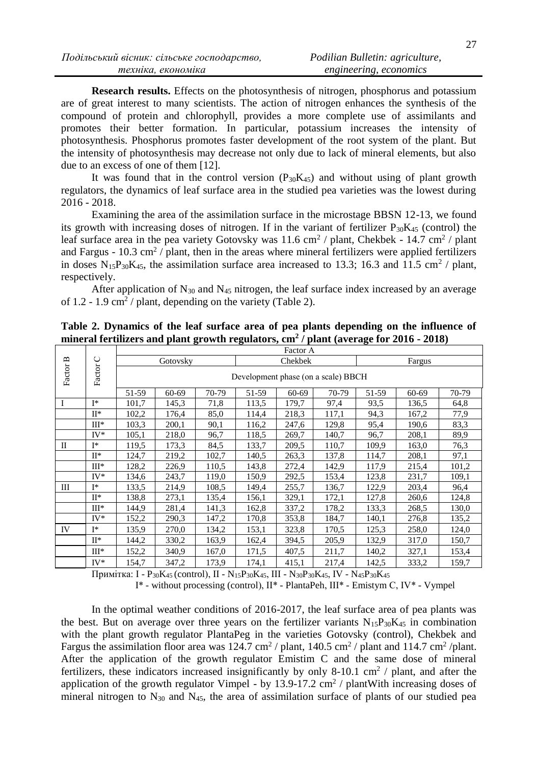**Research results.** Effects on the photosynthesis of nitrogen, phosphorus and potassium are of great interest to many scientists. The action of nitrogen enhances the synthesis of the compound of protein and chlorophyll, provides a more complete use of assimilants and promotes their better formation. In particular, potassium increases the intensity of photosynthesis. Phosphorus promotes faster development of the root system of the plant. But the intensity of photosynthesis may decrease not only due to lack of mineral elements, but also due to an excess of one of them [12].

It was found that in the control version ($P_{30}K_{45}$) and without using of plant growth regulators, the dynamics of leaf surface area in the studied pea varieties was the lowest during 2016 - 2018.

Examining the area of the assimilation surface in the microstage BBSN 12-13, we found its growth with increasing doses of nitrogen. If in the variant of fertilizer $P_{30}K_{45}$ (control) the leaf surface area in the pea variety Gotovsky was 11.6 cm$^2$ / plant, Chekbek - 14.7 cm$^2$ / plant and Fargus - 10.3 cm$^2$ / plant, then in the areas where mineral fertilizers were applied fertilizers in doses $N_{15}P_{30}K_{45}$, the assimilation surface area increased to 13.3; 16.3 and 11.5 cm$^2$ / plant, respectively.

After application of $N_{30}$ and $N_{45}$ nitrogen, the leaf surface index increased by an average of 1.2 - 1.9 cm$^2$ / plant, depending on the variety (Table 2).

**Table 2. Dynamics of the leaf surface area of pea plants depending on the influence of mineral fertilizers and plant growth regulators, cm$^2$ / plant (average for 2016 - 2018)**

| Factor B | Factor C | Factor A | | | | | | | | |
|---|---|---|---|---|---|---|---|---|---|---|
| | | Gotovsky | | | Chekbek | | | Fargus | | |
| | | Development phase (on a scale) BBCH | | | | | | | | |
| | | 51-59 | 60-69 | 70-79 | 51-59 | 60-69 | 70-79 | 51-59 | 60-69 | 70-79 |
| I | I* | 101,7 | 145,3 | 71,8 | 113,5 | 179,7 | 97,4 | 93,5 | 136,5 | 64,8 |
| | II* | 102,2 | 176,4 | 85,0 | 114,4 | 218,3 | 117,1 | 94,3 | 167,2 | 77,9 |
| | III* | 103,3 | 200,1 | 90,1 | 116,2 | 247,6 | 129,8 | 95,4 | 190,6 | 83,3 |
| | IV* | 105,1 | 218,0 | 96,7 | 118,5 | 269,7 | 140,7 | 96,7 | 208,1 | 89,9 |
| II | I* | 119,5 | 173,3 | 84,5 | 133,7 | 209,5 | 110,7 | 109,9 | 163,0 | 76,3 |
| | II* | 124,7 | 219,2 | 102,7 | 140,5 | 263,3 | 137,8 | 114,7 | 208,1 | 97,1 |
| | III* | 128,2 | 226,9 | 110,5 | 143,8 | 272,4 | 142,9 | 117,9 | 215,4 | 101,2 |
| | IV* | 134,6 | 243,7 | 119,0 | 150,9 | 292,5 | 153,4 | 123,8 | 231,7 | 109,1 |
| III | I* | 133,5 | 214,9 | 108,5 | 149,4 | 255,7 | 136,7 | 122,9 | 203,4 | 96,4 |
| | II* | 138,8 | 273,1 | 135,4 | 156,1 | 329,1 | 172,1 | 127,8 | 260,6 | 124,8 |
| | III* | 144,9 | 281,4 | 141,3 | 162,8 | 337,2 | 178,2 | 133,3 | 268,5 | 130,0 |
| | IV* | 152,2 | 290,3 | 147,2 | 170,8 | 353,8 | 184,7 | 140,1 | 276,8 | 135,2 |
| IV | I* | 135,9 | 270,0 | 134,2 | 153,1 | 323,8 | 170,5 | 125,3 | 258,0 | 124,0 |
| | II* | 144,2 | 330,2 | 163,9 | 162,4 | 394,5 | 205,9 | 132,9 | 317,0 | 150,7 |
| | III* | 152,2 | 340,9 | 167,0 | 171,5 | 407,5 | 211,7 | 140,2 | 327,1 | 153,4 |
| | IV* | 154,7 | 347,2 | 173,9 | 174,1 | 415,1 | 217,4 | 142,5 | 333,2 | 159,7 |

Примітка: I - $P_{30}K_{45}$ (control), II - $N_{15}P_{30}K_{45}$, III - $N_{30}P_{30}K_{45}$, IV - $N_{45}P_{30}K_{45}$

I* - without processing (control), II* - PlantaPeh, III* - Emistym C, IV* - Vympel

In the optimal weather conditions of 2016-2017, the leaf surface area of pea plants was the best. But on average over three years on the fertilizer variants $N_{15}P_{30}K_{45}$ in combination with the plant growth regulator PlantaPeg in the varieties Gotovsky (control), Chekbek and Fargus the assimilation floor area was 124.7 cm$^2$ / plant, 140.5 cm$^2$ / plant and 114.7 cm$^2$ /plant. After the application of the growth regulator Emistim C and the same dose of mineral fertilizers, these indicators increased insignificantly by only 8-10.1 cm$^2$ / plant, and after the application of the growth regulator Vimpel - by 13.9-17.2 cm$^2$ / plantWith increasing doses of mineral nitrogen to $N_{30}$ and $N_{45}$, the area of assimilation surface of plants of our studied pea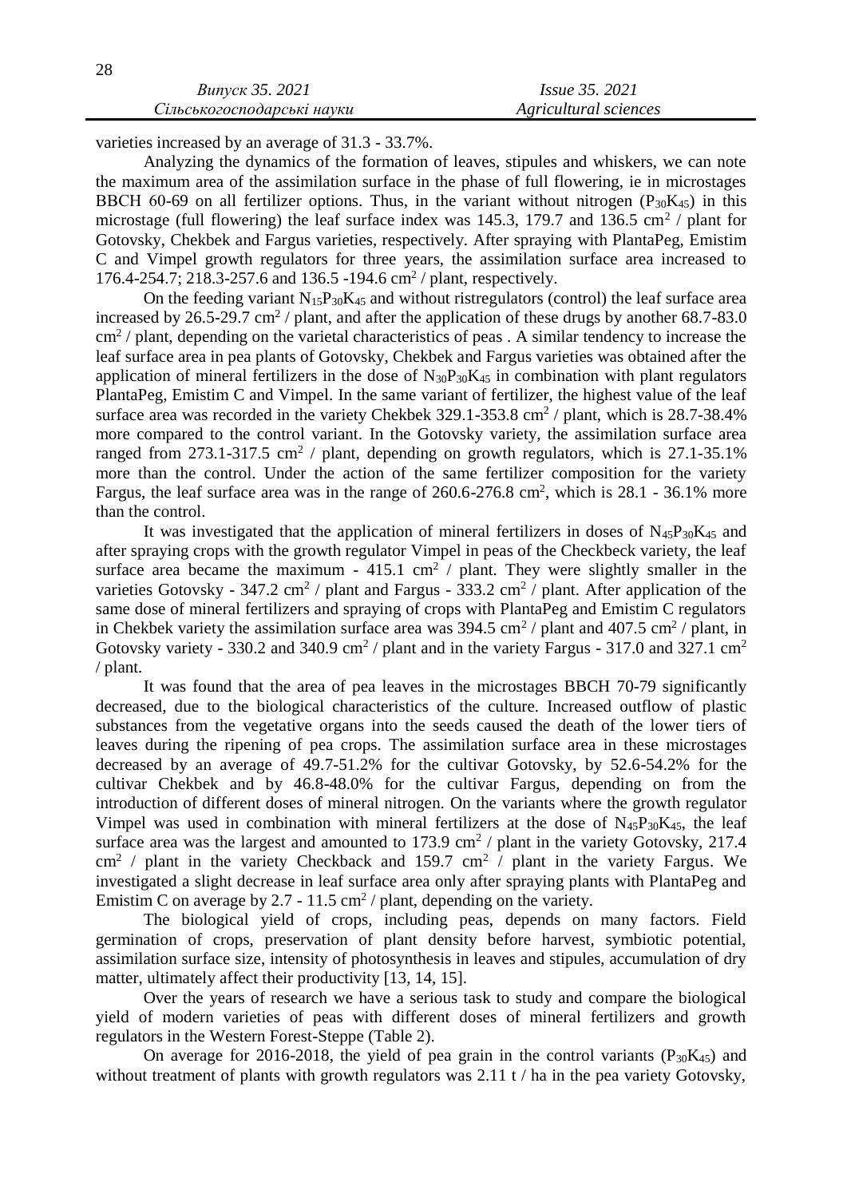varieties increased by an average of 31.3 - 33.7%.

Analyzing the dynamics of the formation of leaves, stipules and whiskers, we can note the maximum area of the assimilation surface in the phase of full flowering, ie in microstages BBCH 60-69 on all fertilizer options. Thus, in the variant without nitrogen ($P_{30}K_{45}$) in this microstage (full flowering) the leaf surface index was 145.3, 179.7 and 136.5 $cm^2$ / plant for Gotovsky, Chekbek and Fargus varieties, respectively. After spraying with PlantaPeg, Emistim C and Vimpel growth regulators for three years, the assimilation surface area increased to 176.4-254.7; 218.3-257.6 and 136.5 -194.6 $cm^2$ / plant, respectively.

On the feeding variant $N_{15}P_{30}K_{45}$ and without ristregulators (control) the leaf surface area increased by 26.5-29.7 $cm^2$ / plant, and after the application of these drugs by another 68.7-83.0 $cm^2$ / plant, depending on the varietal characteristics of peas . A similar tendency to increase the leaf surface area in pea plants of Gotovsky, Chekbek and Fargus varieties was obtained after the application of mineral fertilizers in the dose of $N_{30}P_{30}K_{45}$ in combination with plant regulators PlantaPeg, Emistim C and Vimpel. In the same variant of fertilizer, the highest value of the leaf surface area was recorded in the variety Chekbek 329.1-353.8 $cm^2$ / plant, which is 28.7-38.4% more compared to the control variant. In the Gotovsky variety, the assimilation surface area ranged from 273.1-317.5 $cm^2$ / plant, depending on growth regulators, which is 27.1-35.1% more than the control. Under the action of the same fertilizer composition for the variety Fargus, the leaf surface area was in the range of 260.6-276.8 $cm^2$, which is 28.1 - 36.1% more than the control.

It was investigated that the application of mineral fertilizers in doses of $N_{45}P_{30}K_{45}$ and after spraying crops with the growth regulator Vimpel in peas of the Checkbeck variety, the leaf surface area became the maximum - 415.1 $cm^2$ / plant. They were slightly smaller in the varieties Gotovsky - 347.2 $cm^2$ / plant and Fargus - 333.2 $cm^2$ / plant. After application of the same dose of mineral fertilizers and spraying of crops with PlantaPeg and Emistim C regulators in Chekbek variety the assimilation surface area was 394.5 $cm^2$ / plant and 407.5 $cm^2$ / plant, in Gotovsky variety - 330.2 and 340.9 $cm^2$ / plant and in the variety Fargus - 317.0 and 327.1 $cm^2$ / plant.

It was found that the area of pea leaves in the microstages BBCH 70-79 significantly decreased, due to the biological characteristics of the culture. Increased outflow of plastic substances from the vegetative organs into the seeds caused the death of the lower tiers of leaves during the ripening of pea crops. The assimilation surface area in these microstages decreased by an average of 49.7-51.2% for the cultivar Gotovsky, by 52.6-54.2% for the cultivar Chekbek and by 46.8-48.0% for the cultivar Fargus, depending on from the introduction of different doses of mineral nitrogen. On the variants where the growth regulator Vimpel was used in combination with mineral fertilizers at the dose of $N_{45}P_{30}K_{45}$, the leaf surface area was the largest and amounted to 173.9 $cm^2$ / plant in the variety Gotovsky, 217.4 $cm^2$ / plant in the variety Checkback and 159.7 $cm^2$ / plant in the variety Fargus. We investigated a slight decrease in leaf surface area only after spraying plants with PlantaPeg and Emistim C on average by 2.7 - 11.5 $cm^2$ / plant, depending on the variety.

The biological yield of crops, including peas, depends on many factors. Field germination of crops, preservation of plant density before harvest, symbiotic potential, assimilation surface size, intensity of photosynthesis in leaves and stipules, accumulation of dry matter, ultimately affect their productivity [13, 14, 15].

Over the years of research we have a serious task to study and compare the biological yield of modern varieties of peas with different doses of mineral fertilizers and growth regulators in the Western Forest-Steppe (Table 2).

On average for 2016-2018, the yield of pea grain in the control variants ($P_{30}K_{45}$) and without treatment of plants with growth regulators was 2.11 t / ha in the pea variety Gotovsky,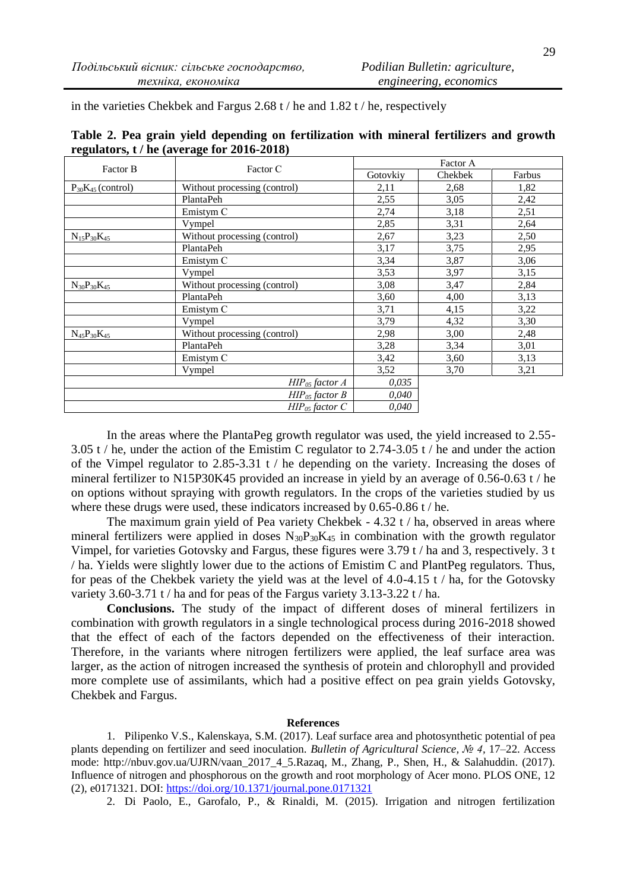in the varieties Chekbek and Fargus 2.68 t / he and 1.82 t / he, respectively

**Table 2. Pea grain yield depending on fertilization with mineral fertilizers and growth regulators, t / he (average for 2016-2018)**

| Factor B | Factor C | Factor A | | |
|---|---|---|---|---|
| | | Gotovkiy | Chekbek | Farbus |
| $P_{30}K_{45}$ (control) | Without processing (control) | 2,11 | 2,68 | 1,82 |
| | PlantaPeh | 2,55 | 3,05 | 2,42 |
| | Emistym C | 2,74 | 3,18 | 2,51 |
| | Vympel | 2,85 | 3,31 | 2,64 |
| $N_{15}P_{30}K_{45}$ | Without processing (control) | 2,67 | 3,23 | 2,50 |
| | PlantaPeh | 3,17 | 3,75 | 2,95 |
| | Emistym C | 3,34 | 3,87 | 3,06 |
| | Vympel | 3,53 | 3,97 | 3,15 |
| $N_{30}P_{30}K_{45}$ | Without processing (control) | 3,08 | 3,47 | 2,84 |
| | PlantaPeh | 3,60 | 4,00 | 3,13 |
| | Emistym C | 3,71 | 4,15 | 3,22 |
| | Vympel | 3,79 | 4,32 | 3,30 |
| $N_{45}P_{30}K_{45}$ | Without processing (control) | 2,98 | 3,00 | 2,48 |
| | PlantaPeh | 3,28 | 3,34 | 3,01 |
| | Emistym C | 3,42 | 3,60 | 3,13 |
| | Vympel | 3,52 | 3,70 | 3,21 |
| | *$HIP_{05}$ factor A* | *0,035* | | |
| | *$HIP_{05}$ factor B* | *0,040* | | |
| | *$HIP_{05}$ factor C* | *0,040* | | |

In the areas where the PlantaPeg growth regulator was used, the yield increased to 2.55-3.05 t / he, under the action of the Emistim C regulator to 2.74-3.05 t / he and under the action of the Vimpel regulator to 2.85-3.31 t / he depending on the variety. Increasing the doses of mineral fertilizer to N15P30K45 provided an increase in yield by an average of 0.56-0.63 t / he on options without spraying with growth regulators. In the crops of the varieties studied by us where these drugs were used, these indicators increased by 0.65-0.86 t / he.

The maximum grain yield of Pea variety Chekbek - 4.32 t / ha, observed in areas where mineral fertilizers were applied in doses $N_{30}P_{30}K_{45}$ in combination with the growth regulator Vimpel, for varieties Gotovsky and Fargus, these figures were 3.79 t / ha and 3, respectively. 3 t / ha. Yields were slightly lower due to the actions of Emistim C and PlantPeg regulators. Thus, for peas of the Chekbek variety the yield was at the level of 4.0-4.15 t / ha, for the Gotovsky variety 3.60-3.71 t / ha and for peas of the Fargus variety 3.13-3.22 t / ha.

**Conclusions.** The study of the impact of different doses of mineral fertilizers in combination with growth regulators in a single technological process during 2016-2018 showed that the effect of each of the factors depended on the effectiveness of their interaction. Therefore, in the variants where nitrogen fertilizers were applied, the leaf surface area was larger, as the action of nitrogen increased the synthesis of protein and chlorophyll and provided more complete use of assimilants, which had a positive effect on pea grain yields Gotovsky, Chekbek and Fargus.

**References**

1. Pilipenko V.S., Kalenskaya, S.M. (2017). Leaf surface area and photosynthetic potential of pea plants depending on fertilizer and seed inoculation. *Bulletin of Agricultural Science, № 4,* 17–22. Access mode: http://nbuv.gov.ua/UJRN/vaan_2017_4_5.Razaq, M., Zhang, P., Shen, H., & Salahuddin. (2017). Influence of nitrogen and phosphorous on the growth and root morphology of Acer mono. PLOS ONE, 12 (2), e0171321. DOI: https://doi.org/10.1371/journal.pone.0171321

2. Di Paolo, E., Garofalo, P., & Rinaldi, M. (2015). Irrigation and nitrogen fertilization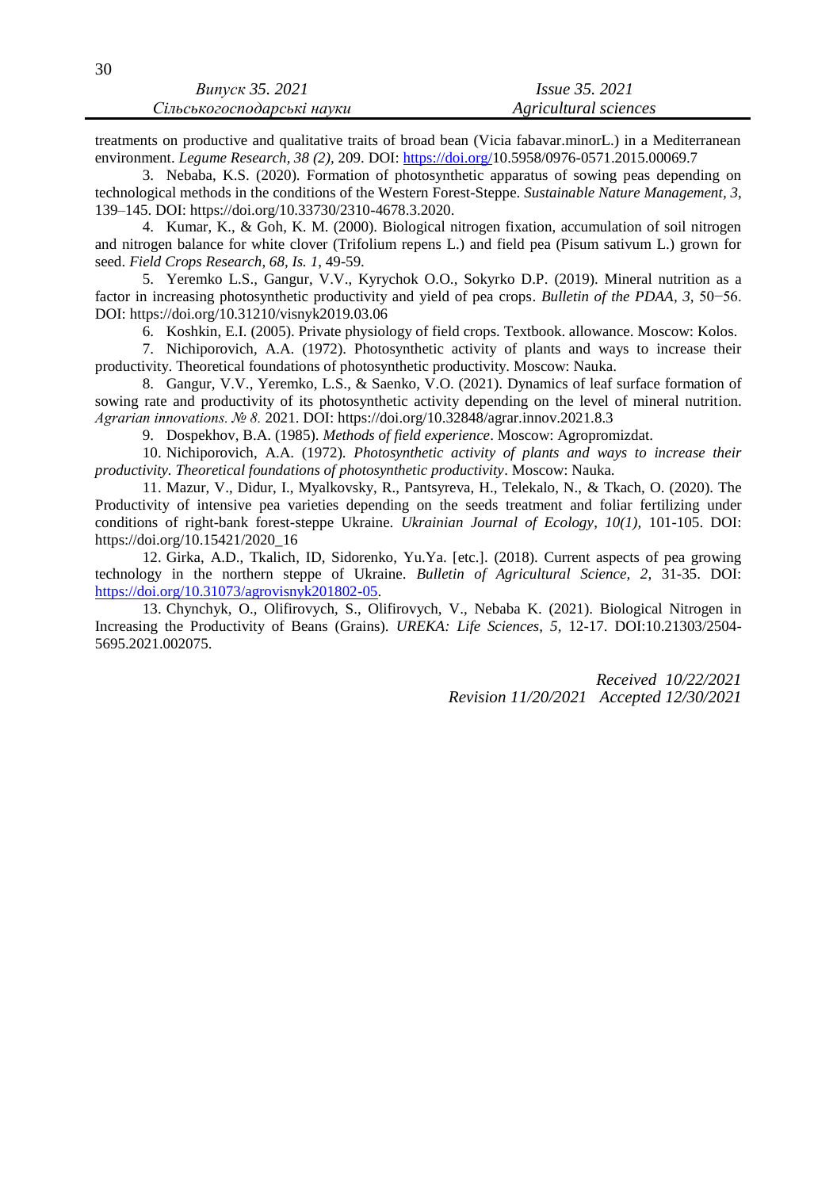treatments on productive and qualitative traits of broad bean (Vicia fabavar.minorL.) in a Mediterranean environment. *Legume Research, 38 (2),* 209. DOI: https://doi.org/10.5958/0976-0571.2015.00069.7

3. Nebaba, K.S. (2020). Formation of photosynthetic apparatus of sowing peas depending on technological methods in the conditions of the Western Forest-Steppe. *Sustainable Nature Management, 3,* 139–145. DOI: https://doi.org/10.33730/2310-4678.3.2020.

4. Kumar, K., & Goh, K. M. (2000). Biological nitrogen fixation, accumulation of soil nitrogen and nitrogen balance for white clover (Trifolium repens L.) and field pea (Pisum sativum L.) grown for seed. *Field Crops Research, 68, Is. 1,* 49-59.

5. Yeremko L.S., Gangur, V.V., Kyrychok O.O., Sokyrko D.P. (2019). Mineral nutrition as a factor in increasing photosynthetic productivity and yield of pea crops. *Bulletin of the PDAA, 3,* 50−56. DOI: https://doi.org/10.31210/visnyk2019.03.06

6. Koshkin, E.I. (2005). Private physiology of field crops. Textbook. allowance. Moscow: Kolos.

7. Nichiporovich, A.A. (1972). Photosynthetic activity of plants and ways to increase their productivity. Theoretical foundations of photosynthetic productivity. Moscow: Nauka.

8. Gangur, V.V., Yeremko, L.S., & Saenko, V.O. (2021). Dynamics of leaf surface formation of sowing rate and productivity of its photosynthetic activity depending on the level of mineral nutrition. *Agrarian innovations. № 8.* 2021. DOI: https://doi.org/10.32848/agrar.innov.2021.8.3

9. Dospekhov, B.A. (1985). *Methods of field experience*. Moscow: Agropromizdat.

10. Nichiporovich, A.A. (1972). *Photosynthetic activity of plants and ways to increase their productivity. Theoretical foundations of photosynthetic productivity*. Moscow: Nauka.

11. Mazur, V., Didur, I., Myalkovsky, R., Pantsyreva, H., Telekalo, N., & Tkach, O. (2020). The Productivity of intensive pea varieties depending on the seeds treatment and foliar fertilizing under conditions of right-bank forest-steppe Ukraine. *Ukrainian Journal of Ecology, 10(1),* 101-105. DOI: https://doi.org/10.15421/2020_16

12. Girka, A.D., Tkalich, ID, Sidorenko, Yu.Ya. [etc.]. (2018). Current aspects of pea growing technology in the northern steppe of Ukraine. *Bulletin of Agricultural Science, 2,* 31-35. DOI: https://doi.org/10.31073/agrovisnyk201802-05.

13. Chynchyk, O., Olifirovych, S., Olifirovych, V., Nebaba K. (2021). Biological Nitrogen in Increasing the Productivity of Beans (Grains). *UREKA: Life Sciences, 5,* 12-17. DOI:10.21303/2504-5695.2021.002075.

*Received 10/22/2021*
*Revision 11/20/2021 Accepted 12/30/2021*